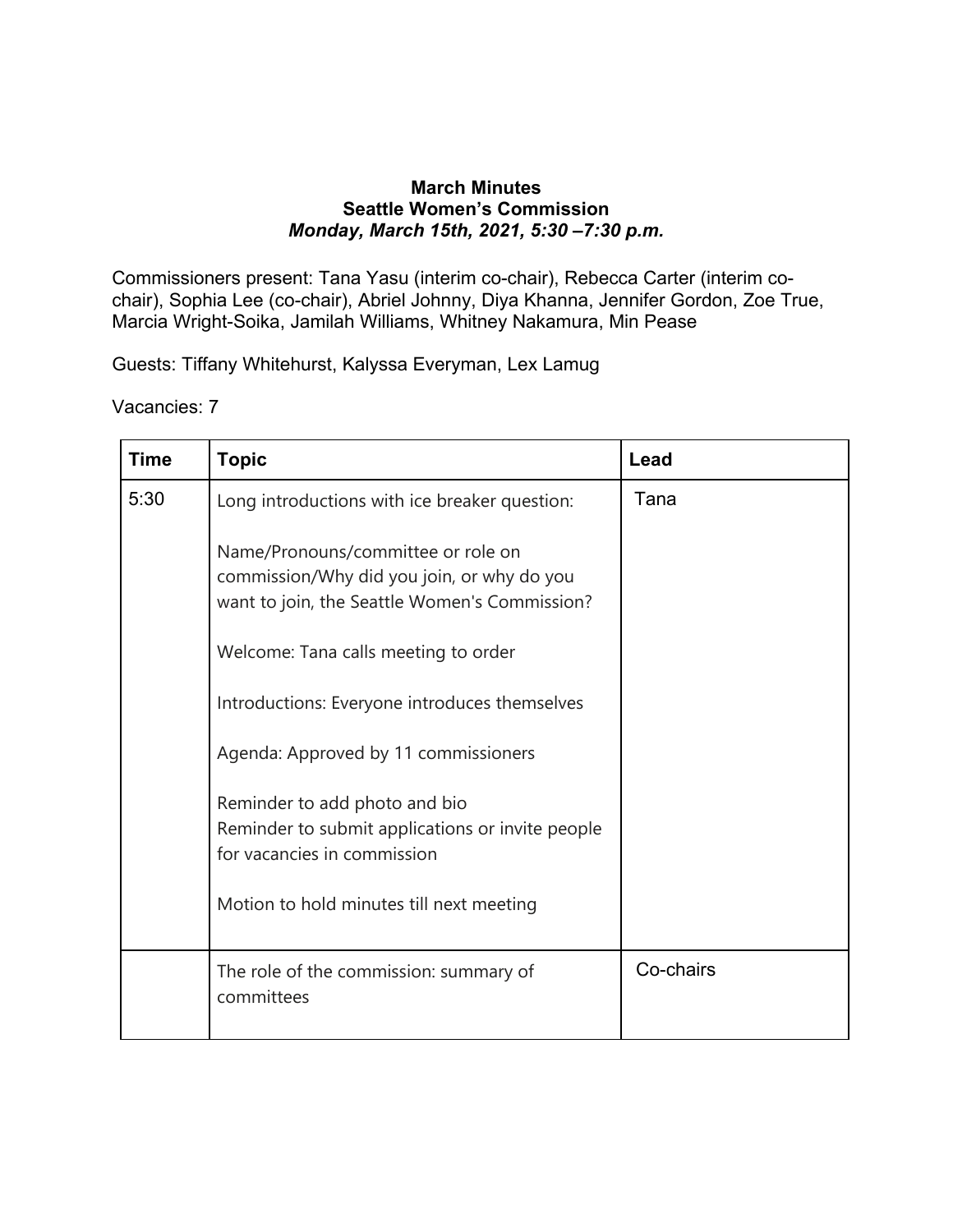**March Minutes**
**Seattle Women's Commission**
***Monday, March 15th, 2021, 5:30 –7:30 p.m.***

Commissioners present: Tana Yasu (interim co-chair), Rebecca Carter (interim co-chair), Sophia Lee (co-chair), Abriel Johnny, Diya Khanna, Jennifer Gordon, Zoe True, Marcia Wright-Soika, Jamilah Williams, Whitney Nakamura, Min Pease

Guests: Tiffany Whitehurst, Kalyssa Everyman, Lex Lamug

Vacancies: 7

| Time | Topic | Lead |
|---|---|---|
| 5:30 | Long introductions with ice breaker question:<br><br>Name/Pronouns/committee or role on commission/Why did you join, or why do you want to join, the Seattle Women's Commission?<br><br>Welcome: Tana calls meeting to order<br><br>Introductions: Everyone introduces themselves<br><br>Agenda: Approved by 11 commissioners<br><br>Reminder to add photo and bio<br>Reminder to submit applications or invite people for vacancies in commission<br><br>Motion to hold minutes till next meeting | Tana |
| | The role of the commission: summary of committees | Co-chairs |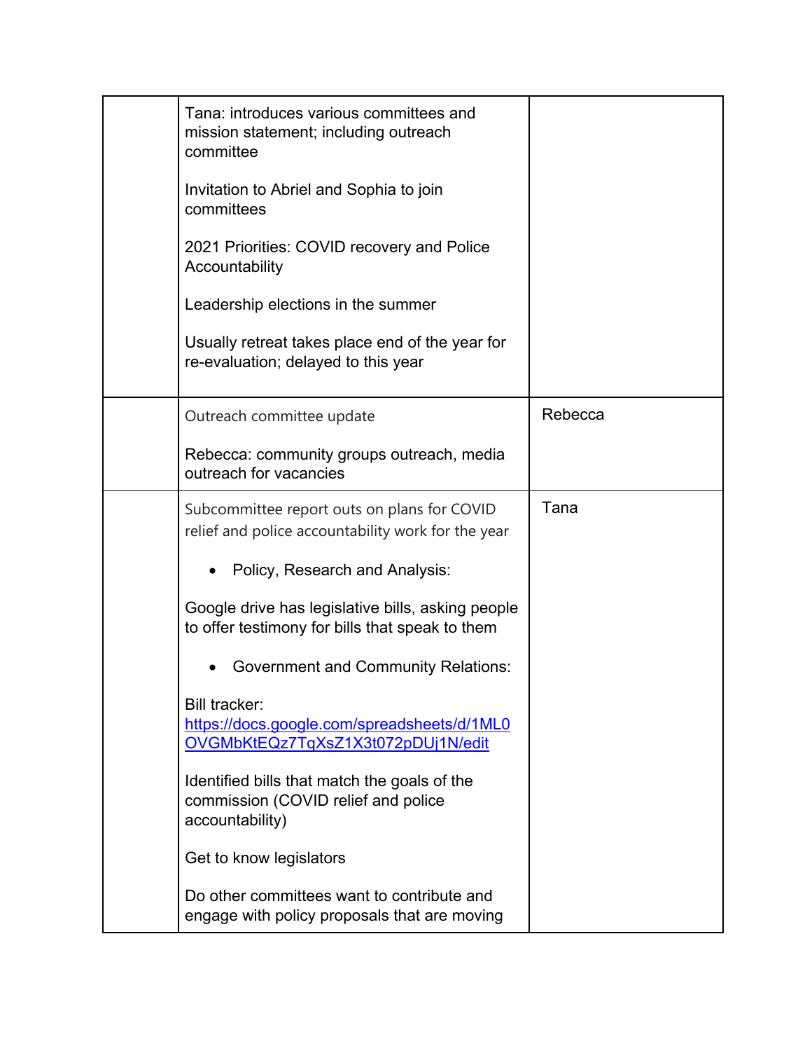| | | |
|---|---|---|
| | Tana: introduces various committees and mission statement; including outreach committee<br><br>Invitation to Abriel and Sophia to join committees<br><br>2021 Priorities: COVID recovery and Police Accountability<br><br>Leadership elections in the summer<br><br>Usually retreat takes place end of the year for re-evaluation; delayed to this year | |
| | Outreach committee update<br><br>Rebecca: community groups outreach, media outreach for vacancies | Rebecca |
| | Subcommittee report outs on plans for COVID relief and police accountability work for the year<br><br>• Policy, Research and Analysis:<br><br>Google drive has legislative bills, asking people to offer testimony for bills that speak to them<br><br>• Government and Community Relations:<br><br>Bill tracker: [https://docs.google.com/spreadsheets/d/1ML0OVGMbKtEQz7TqXsZ1X3t072pDUj1N/edit](https://docs.google.com/spreadsheets/d/1ML0OVGMbKtEQz7TqXsZ1X3t072pDUj1N/edit)<br><br>Identified bills that match the goals of the commission (COVID relief and police accountability)<br><br>Get to know legislators<br><br>Do other committees want to contribute and engage with policy proposals that are moving | Tana |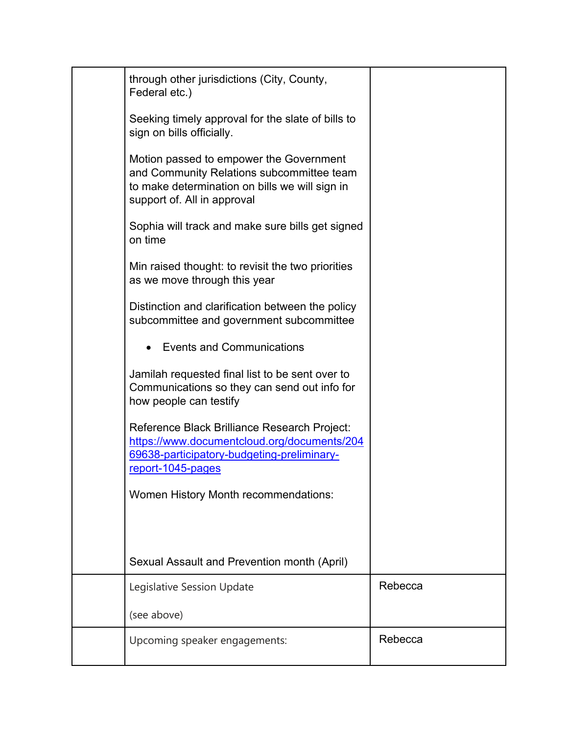| | | |
|---|---|---|
| | through other jurisdictions (City, County, Federal etc.)<br><br>Seeking timely approval for the slate of bills to sign on bills officially.<br><br>Motion passed to empower the Government and Community Relations subcommittee team to make determination on bills we will sign in support of. All in approval<br><br>Sophia will track and make sure bills get signed on time<br><br>Min raised thought: to revisit the two priorities as we move through this year<br><br>Distinction and clarification between the policy subcommittee and government subcommittee<br><br>• Events and Communications<br><br>Jamilah requested final list to be sent over to Communications so they can send out info for how people can testify<br><br>Reference Black Brilliance Research Project: [https://www.documentcloud.org/documents/20469638-participatory-budgeting-preliminary-report-1045-pages](https://www.documentcloud.org/documents/20469638-participatory-budgeting-preliminary-report-1045-pages)<br><br>Women History Month recommendations:<br><br><br><br>Sexual Assault and Prevention month (April) | |
| | Legislative Session Update<br><br>(see above) | Rebecca |
| | Upcoming speaker engagements: | Rebecca |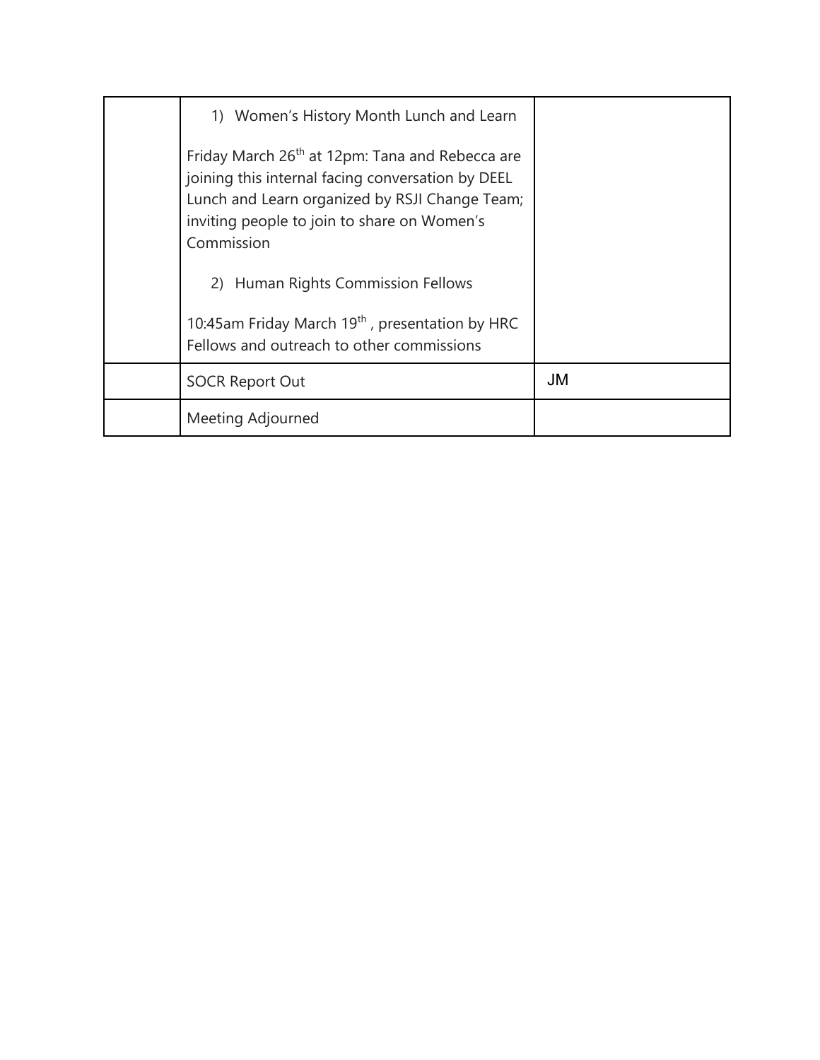| | | |
|---|---|---|
| | 1) Women's History Month Lunch and Learn<br><br>Friday March 26th at 12pm: Tana and Rebecca are joining this internal facing conversation by DEEL Lunch and Learn organized by RSJI Change Team; inviting people to join to share on Women's Commission<br><br>2) Human Rights Commission Fellows<br><br>10:45am Friday March 19th , presentation by HRC Fellows and outreach to other commissions | |
| | SOCR Report Out | JM |
| | Meeting Adjourned | |